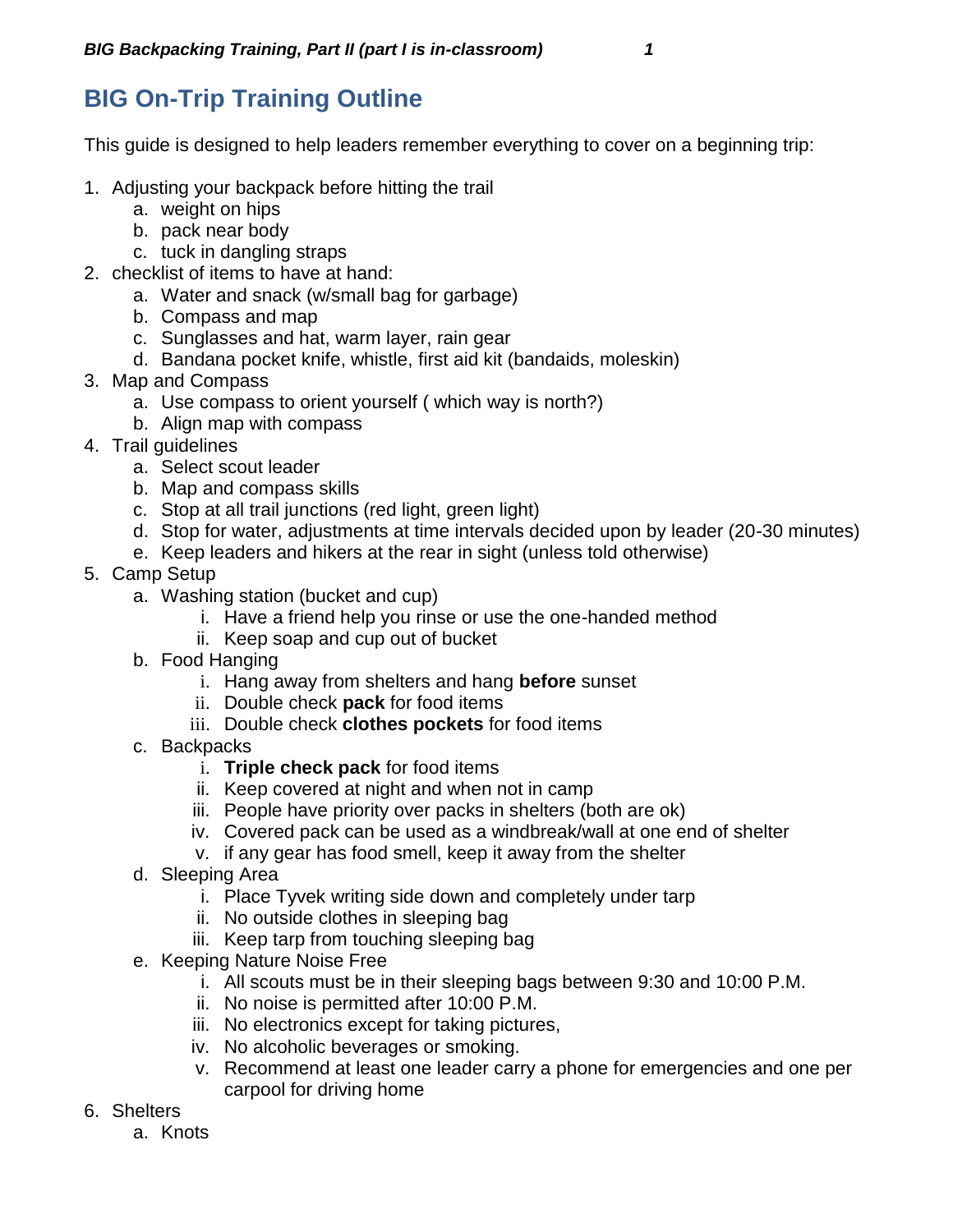# BIG On-Trip Training Outline

This guide is designed to help leaders remember everything to cover on a beginning trip:

1. Adjusting your backpack before hitting the trail
    a. weight on hips
    b. pack near body
    c. tuck in dangling straps
2. checklist of items to have at hand:
    a. Water and snack (w/small bag for garbage)
    b. Compass and map
    c. Sunglasses and hat, warm layer, rain gear
    d. Bandana pocket knife, whistle, first aid kit (bandaids, moleskin)
3. Map and Compass
    a. Use compass to orient yourself ( which way is north?)
    b. Align map with compass
4. Trail guidelines
    a. Select scout leader
    b. Map and compass skills
    c. Stop at all trail junctions (red light, green light)
    d. Stop for water, adjustments at time intervals decided upon by leader (20-30 minutes)
    e. Keep leaders and hikers at the rear in sight (unless told otherwise)
5. Camp Setup
    a. Washing station (bucket and cup)
        i. Have a friend help you rinse or use the one-handed method
        ii. Keep soap and cup out of bucket
    b. Food Hanging
        i. Hang away from shelters and hang **before** sunset
        ii. Double check **pack** for food items
        iii. Double check **clothes pockets** for food items
    c. Backpacks
        i. **Triple check pack** for food items
        ii. Keep covered at night and when not in camp
        iii. People have priority over packs in shelters (both are ok)
        iv. Covered pack can be used as a windbreak/wall at one end of shelter
        v. if any gear has food smell, keep it away from the shelter
    d. Sleeping Area
        i. Place Tyvek writing side down and completely under tarp
        ii. No outside clothes in sleeping bag
        iii. Keep tarp from touching sleeping bag
    e. Keeping Nature Noise Free
        i. All scouts must be in their sleeping bags between 9:30 and 10:00 P.M.
        ii. No noise is permitted after 10:00 P.M.
        iii. No electronics except for taking pictures,
        iv. No alcoholic beverages or smoking.
        v. Recommend at least one leader carry a phone for emergencies and one per carpool for driving home
6. Shelters
    a. Knots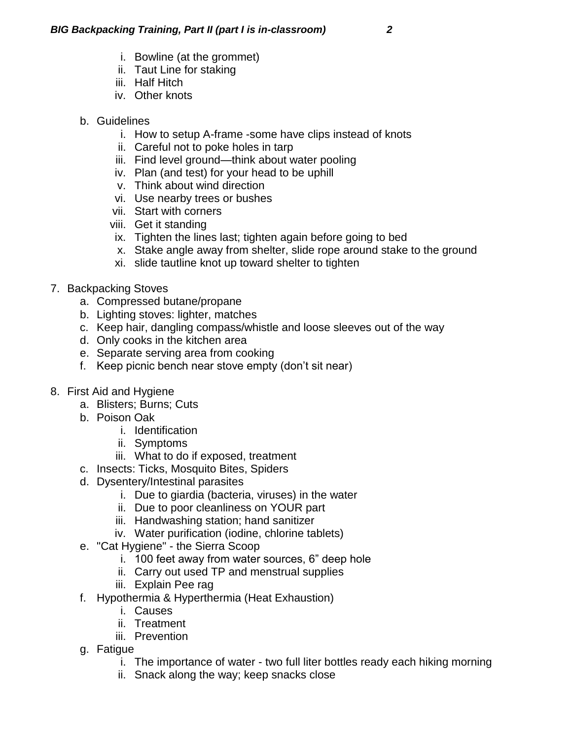i. Bowline (at the grommet)
   ii. Taut Line for staking
   iii. Half Hitch
   iv. Other knots

b. Guidelines
   i. How to setup A-frame -some have clips instead of knots
   ii. Careful not to poke holes in tarp
   iii. Find level ground—think about water pooling
   iv. Plan (and test) for your head to be uphill
   v. Think about wind direction
   vi. Use nearby trees or bushes
   vii. Start with corners
   viii. Get it standing
   ix. Tighten the lines last; tighten again before going to bed
   x. Stake angle away from shelter, slide rope around stake to the ground
   xi. slide tautline knot up toward shelter to tighten

7. Backpacking Stoves
   a. Compressed butane/propane
   b. Lighting stoves: lighter, matches
   c. Keep hair, dangling compass/whistle and loose sleeves out of the way
   d. Only cooks in the kitchen area
   e. Separate serving area from cooking
   f. Keep picnic bench near stove empty (don't sit near)

8. First Aid and Hygiene
   a. Blisters; Burns; Cuts
   b. Poison Oak
      i. Identification
      ii. Symptoms
      iii. What to do if exposed, treatment
   c. Insects: Ticks, Mosquito Bites, Spiders
   d. Dysentery/Intestinal parasites
      i. Due to giardia (bacteria, viruses) in the water
      ii. Due to poor cleanliness on YOUR part
      iii. Handwashing station; hand sanitizer
      iv. Water purification (iodine, chlorine tablets)
   e. "Cat Hygiene" - the Sierra Scoop
      i. 100 feet away from water sources, 6" deep hole
      ii. Carry out used TP and menstrual supplies
      iii. Explain Pee rag
   f. Hypothermia & Hyperthermia (Heat Exhaustion)
      i. Causes
      ii. Treatment
      iii. Prevention
   g. Fatigue
      i. The importance of water - two full liter bottles ready each hiking morning
      ii. Snack along the way; keep snacks close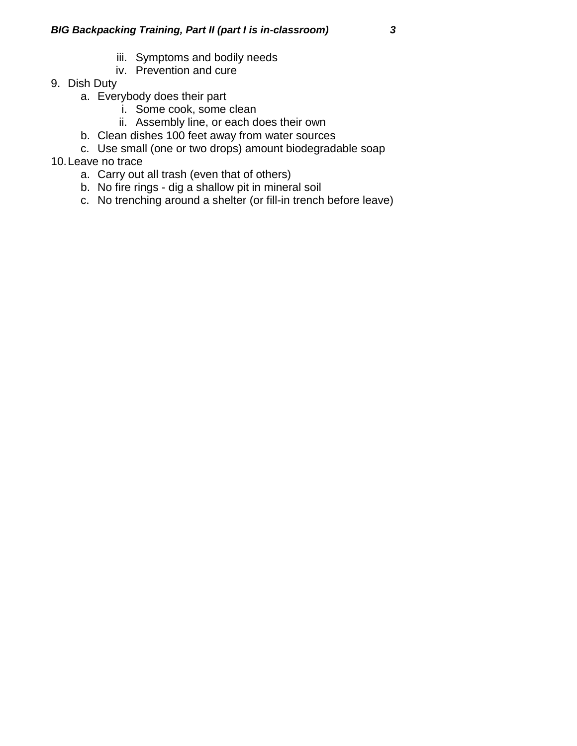iii. Symptoms and bodily needs
iv. Prevention and cure

9. Dish Duty
    a. Everybody does their part
        i. Some cook, some clean
        ii. Assembly line, or each does their own
    b. Clean dishes 100 feet away from water sources
    c. Use small (one or two drops) amount biodegradable soap
10. Leave no trace
    a. Carry out all trash (even that of others)
    b. No fire rings - dig a shallow pit in mineral soil
    c. No trenching around a shelter (or fill-in trench before leave)